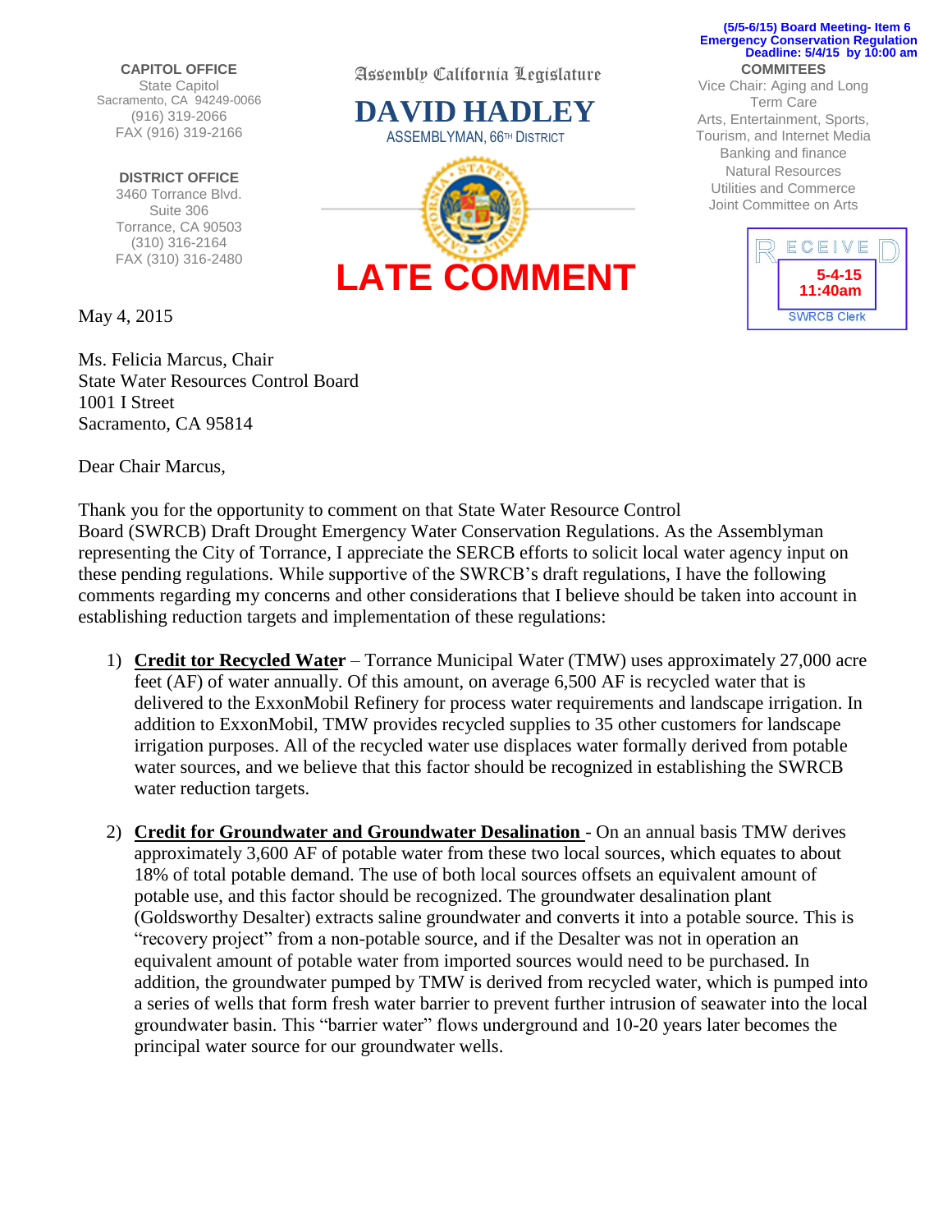(5/5-6/15) Board Meeting- Item 6
Emergency Conservation Regulation
Deadline: 5/4/15 by 10:00 am

**CAPITOL OFFICE**
State Capitol
Sacramento, CA 94249-0066
(916) 319-2066
FAX (916) 319-2166

**DISTRICT OFFICE**
3460 Torrance Blvd.
Suite 306
Torrance, CA 90503
(310) 316-2164
FAX (310) 316-2480

Assembly California Legislature

# DAVID HADLEY

ASSEMBLYMAN, 66TH DISTRICT

**COMMITEES**
Vice Chair: Aging and Long Term Care
Arts, Entertainment, Sports, Tourism, and Internet Media
Banking and finance
Natural Resources
Utilities and Commerce
Joint Committee on Arts

RECEIVED
5-4-15
11:40am
SWRCB Clerk

**LATE COMMENT**

May 4, 2015

Ms. Felicia Marcus, Chair
State Water Resources Control Board
1001 I Street
Sacramento, CA 95814

Dear Chair Marcus,

Thank you for the opportunity to comment on that State Water Resource Control Board (SWRCB) Draft Drought Emergency Water Conservation Regulations. As the Assemblyman representing the City of Torrance, I appreciate the SERCB efforts to solicit local water agency input on these pending regulations. While supportive of the SWRCB's draft regulations, I have the following comments regarding my concerns and other considerations that I believe should be taken into account in establishing reduction targets and implementation of these regulations:

1) **Credit tor Recycled Water** – Torrance Municipal Water (TMW) uses approximately 27,000 acre feet (AF) of water annually. Of this amount, on average 6,500 AF is recycled water that is delivered to the ExxonMobil Refinery for process water requirements and landscape irrigation. In addition to ExxonMobil, TMW provides recycled supplies to 35 other customers for landscape irrigation purposes. All of the recycled water use displaces water formally derived from potable water sources, and we believe that this factor should be recognized in establishing the SWRCB water reduction targets.

2) **Credit for Groundwater and Groundwater Desalination** - On an annual basis TMW derives approximately 3,600 AF of potable water from these two local sources, which equates to about 18% of total potable demand. The use of both local sources offsets an equivalent amount of potable use, and this factor should be recognized. The groundwater desalination plant (Goldsworthy Desalter) extracts saline groundwater and converts it into a potable source. This is "recovery project" from a non-potable source, and if the Desalter was not in operation an equivalent amount of potable water from imported sources would need to be purchased. In addition, the groundwater pumped by TMW is derived from recycled water, which is pumped into a series of wells that form fresh water barrier to prevent further intrusion of seawater into the local groundwater basin. This "barrier water" flows underground and 10-20 years later becomes the principal water source for our groundwater wells.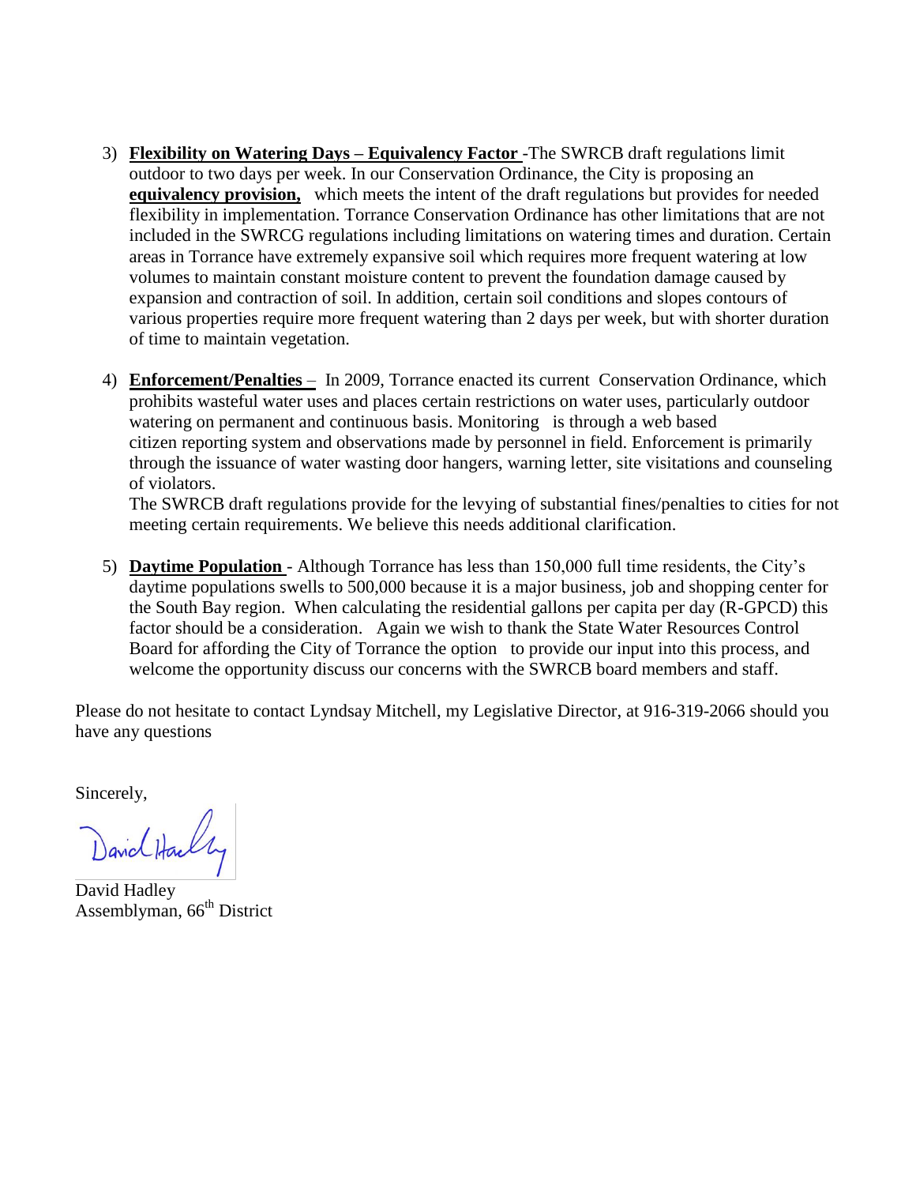3) **Flexibility on Watering Days – Equivalency Factor** -The SWRCB draft regulations limit outdoor to two days per week. In our Conservation Ordinance, the City is proposing an **equivalency provision,** which meets the intent of the draft regulations but provides for needed flexibility in implementation. Torrance Conservation Ordinance has other limitations that are not included in the SWRCG regulations including limitations on watering times and duration. Certain areas in Torrance have extremely expansive soil which requires more frequent watering at low volumes to maintain constant moisture content to prevent the foundation damage caused by expansion and contraction of soil. In addition, certain soil conditions and slopes contours of various properties require more frequent watering than 2 days per week, but with shorter duration of time to maintain vegetation.

4) **Enforcement/Penalties** – In 2009, Torrance enacted its current Conservation Ordinance, which prohibits wasteful water uses and places certain restrictions on water uses, particularly outdoor watering on permanent and continuous basis. Monitoring is through a web based citizen reporting system and observations made by personnel in field. Enforcement is primarily through the issuance of water wasting door hangers, warning letter, site visitations and counseling of violators.

   The SWRCB draft regulations provide for the levying of substantial fines/penalties to cities for not meeting certain requirements. We believe this needs additional clarification.

5) **Daytime Population** - Although Torrance has less than 150,000 full time residents, the City's daytime populations swells to 500,000 because it is a major business, job and shopping center for the South Bay region. When calculating the residential gallons per capita per day (R-GPCD) this factor should be a consideration. Again we wish to thank the State Water Resources Control Board for affording the City of Torrance the option to provide our input into this process, and welcome the opportunity discuss our concerns with the SWRCB board members and staff.

Please do not hesitate to contact Lyndsay Mitchell, my Legislative Director, at 916-319-2066 should you have any questions

Sincerely,

David Hadley

David Hadley
Assemblyman, 66th District